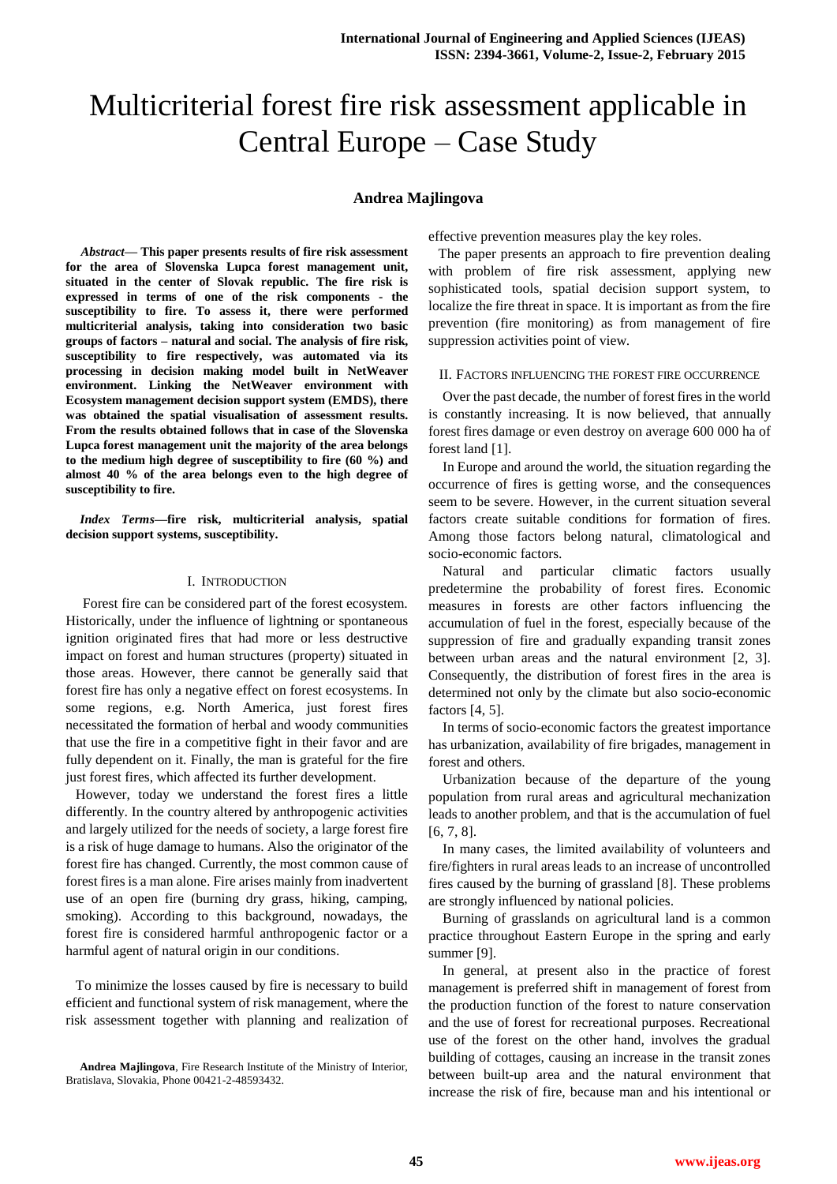# Multicriterial forest fire risk assessment applicable in Central Europe – Case Study

**Andrea Majlingova**

***Abstract*— This paper presents results of fire risk assessment for the area of Slovenska Lupca forest management unit, situated in the center of Slovak republic. The fire risk is expressed in terms of one of the risk components - the susceptibility to fire. To assess it, there were performed multicriterial analysis, taking into consideration two basic groups of factors – natural and social. The analysis of fire risk, susceptibility to fire respectively, was automated via its processing in decision making model built in NetWeaver environment. Linking the NetWeaver environment with Ecosystem management decision support system (EMDS), there was obtained the spatial visualisation of assessment results. From the results obtained follows that in case of the Slovenska Lupca forest management unit the majority of the area belongs to the medium high degree of susceptibility to fire (60 %) and almost 40 % of the area belongs even to the high degree of susceptibility to fire.**

***Index Terms*—fire risk, multicriterial analysis, spatial decision support systems, susceptibility.**

## I. Introduction

Forest fire can be considered part of the forest ecosystem. Historically, under the influence of lightning or spontaneous ignition originated fires that had more or less destructive impact on forest and human structures (property) situated in those areas. However, there cannot be generally said that forest fire has only a negative effect on forest ecosystems. In some regions, e.g. North America, just forest fires necessitated the formation of herbal and woody communities that use the fire in a competitive fight in their favor and are fully dependent on it. Finally, the man is grateful for the fire just forest fires, which affected its further development.

However, today we understand the forest fires a little differently. In the country altered by anthropogenic activities and largely utilized for the needs of society, a large forest fire is a risk of huge damage to humans. Also the originator of the forest fire has changed. Currently, the most common cause of forest fires is a man alone. Fire arises mainly from inadvertent use of an open fire (burning dry grass, hiking, camping, smoking). According to this background, nowadays, the forest fire is considered harmful anthropogenic factor or a harmful agent of natural origin in our conditions.

To minimize the losses caused by fire is necessary to build efficient and functional system of risk management, where the risk assessment together with planning and realization of effective prevention measures play the key roles.

The paper presents an approach to fire prevention dealing with problem of fire risk assessment, applying new sophisticated tools, spatial decision support system, to localize the fire threat in space. It is important as from the fire prevention (fire monitoring) as from management of fire suppression activities point of view.

**Andrea Majlingova**, Fire Research Institute of the Ministry of Interior, Bratislava, Slovakia, Phone 00421-2-48593432.

## II. Factors influencing the forest fire occurrence

Over the past decade, the number of forest fires in the world is constantly increasing. It is now believed, that annually forest fires damage or even destroy on average 600 000 ha of forest land [1].

In Europe and around the world, the situation regarding the occurrence of fires is getting worse, and the consequences seem to be severe. However, in the current situation several factors create suitable conditions for formation of fires. Among those factors belong natural, climatological and socio-economic factors.

Natural and particular climatic factors usually predetermine the probability of forest fires. Economic measures in forests are other factors influencing the accumulation of fuel in the forest, especially because of the suppression of fire and gradually expanding transit zones between urban areas and the natural environment [2, 3]. Consequently, the distribution of forest fires in the area is determined not only by the climate but also socio-economic factors [4, 5].

In terms of socio-economic factors the greatest importance has urbanization, availability of fire brigades, management in forest and others.

Urbanization because of the departure of the young population from rural areas and agricultural mechanization leads to another problem, and that is the accumulation of fuel [6, 7, 8].

In many cases, the limited availability of volunteers and fire/fighters in rural areas leads to an increase of uncontrolled fires caused by the burning of grassland [8]. These problems are strongly influenced by national policies.

Burning of grasslands on agricultural land is a common practice throughout Eastern Europe in the spring and early summer [9].

In general, at present also in the practice of forest management is preferred shift in management of forest from the production function of the forest to nature conservation and the use of forest for recreational purposes. Recreational use of the forest on the other hand, involves the gradual building of cottages, causing an increase in the transit zones between built-up area and the natural environment that increase the risk of fire, because man and his intentional or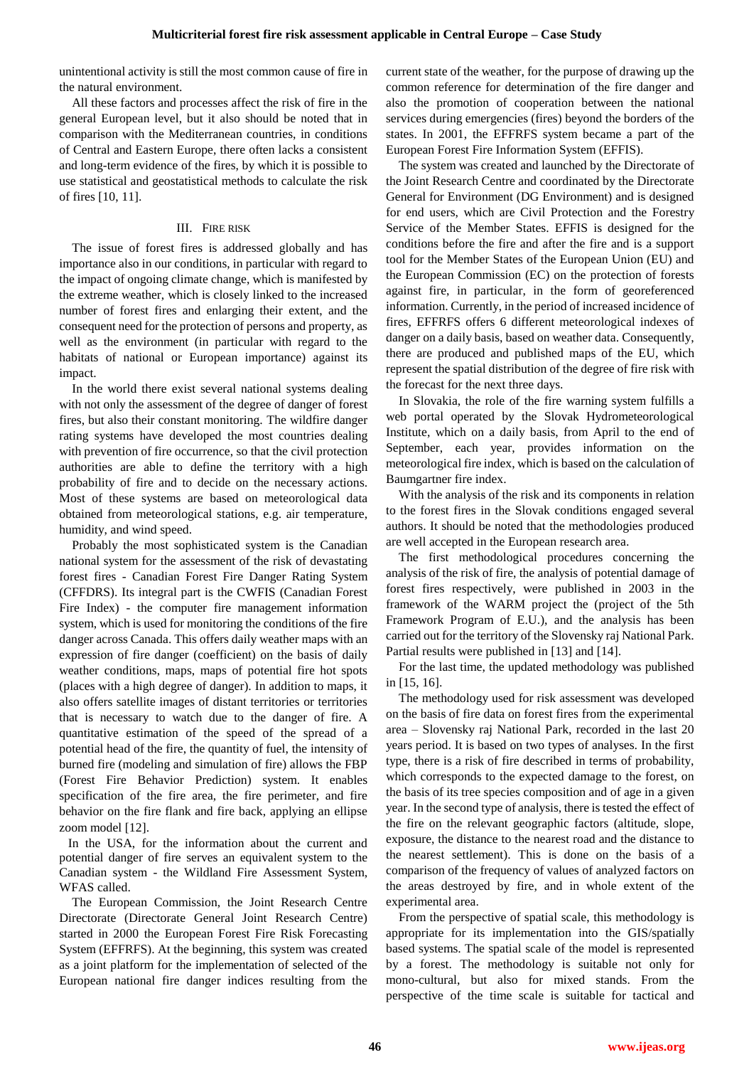unintentional activity is still the most common cause of fire in the natural environment.

All these factors and processes affect the risk of fire in the general European level, but it also should be noted that in comparison with the Mediterranean countries, in conditions of Central and Eastern Europe, there often lacks a consistent and long-term evidence of the fires, by which it is possible to use statistical and geostatistical methods to calculate the risk of fires [10, 11].

## III. Fire Risk

The issue of forest fires is addressed globally and has importance also in our conditions, in particular with regard to the impact of ongoing climate change, which is manifested by the extreme weather, which is closely linked to the increased number of forest fires and enlarging their extent, and the consequent need for the protection of persons and property, as well as the environment (in particular with regard to the habitats of national or European importance) against its impact.

In the world there exist several national systems dealing with not only the assessment of the degree of danger of forest fires, but also their constant monitoring. The wildfire danger rating systems have developed the most countries dealing with prevention of fire occurrence, so that the civil protection authorities are able to define the territory with a high probability of fire and to decide on the necessary actions. Most of these systems are based on meteorological data obtained from meteorological stations, e.g. air temperature, humidity, and wind speed.

Probably the most sophisticated system is the Canadian national system for the assessment of the risk of devastating forest fires - Canadian Forest Fire Danger Rating System (CFFDRS). Its integral part is the CWFIS (Canadian Forest Fire Index) - the computer fire management information system, which is used for monitoring the conditions of the fire danger across Canada. This offers daily weather maps with an expression of fire danger (coefficient) on the basis of daily weather conditions, maps, maps of potential fire hot spots (places with a high degree of danger). In addition to maps, it also offers satellite images of distant territories or territories that is necessary to watch due to the danger of fire. A quantitative estimation of the speed of the spread of a potential head of the fire, the quantity of fuel, the intensity of burned fire (modeling and simulation of fire) allows the FBP (Forest Fire Behavior Prediction) system. It enables specification of the fire area, the fire perimeter, and fire behavior on the fire flank and fire back, applying an ellipse zoom model [12].

In the USA, for the information about the current and potential danger of fire serves an equivalent system to the Canadian system - the Wildland Fire Assessment System, WFAS called.

The European Commission, the Joint Research Centre Directorate (Directorate General Joint Research Centre) started in 2000 the European Forest Fire Risk Forecasting System (EFFRFS). At the beginning, this system was created as a joint platform for the implementation of selected of the European national fire danger indices resulting from the current state of the weather, for the purpose of drawing up the common reference for determination of the fire danger and also the promotion of cooperation between the national services during emergencies (fires) beyond the borders of the states. In 2001, the EFFRFS system became a part of the European Forest Fire Information System (EFFIS).

The system was created and launched by the Directorate of the Joint Research Centre and coordinated by the Directorate General for Environment (DG Environment) and is designed for end users, which are Civil Protection and the Forestry Service of the Member States. EFFIS is designed for the conditions before the fire and after the fire and is a support tool for the Member States of the European Union (EU) and the European Commission (EC) on the protection of forests against fire, in particular, in the form of georeferenced information. Currently, in the period of increased incidence of fires, EFFRFS offers 6 different meteorological indexes of danger on a daily basis, based on weather data. Consequently, there are produced and published maps of the EU, which represent the spatial distribution of the degree of fire risk with the forecast for the next three days.

In Slovakia, the role of the fire warning system fulfills a web portal operated by the Slovak Hydrometeorological Institute, which on a daily basis, from April to the end of September, each year, provides information on the meteorological fire index, which is based on the calculation of Baumgartner fire index.

With the analysis of the risk and its components in relation to the forest fires in the Slovak conditions engaged several authors. It should be noted that the methodologies produced are well accepted in the European research area.

The first methodological procedures concerning the analysis of the risk of fire, the analysis of potential damage of forest fires respectively, were published in 2003 in the framework of the WARM project the (project of the 5th Framework Program of E.U.), and the analysis has been carried out for the territory of the Slovensky raj National Park. Partial results were published in [13] and [14].

For the last time, the updated methodology was published in [15, 16].

The methodology used for risk assessment was developed on the basis of fire data on forest fires from the experimental area – Slovensky raj National Park, recorded in the last 20 years period. It is based on two types of analyses. In the first type, there is a risk of fire described in terms of probability, which corresponds to the expected damage to the forest, on the basis of its tree species composition and of age in a given year. In the second type of analysis, there is tested the effect of the fire on the relevant geographic factors (altitude, slope, exposure, the distance to the nearest road and the distance to the nearest settlement). This is done on the basis of a comparison of the frequency of values of analyzed factors on the areas destroyed by fire, and in whole extent of the experimental area.

From the perspective of spatial scale, this methodology is appropriate for its implementation into the GIS/spatially based systems. The spatial scale of the model is represented by a forest. The methodology is suitable not only for mono-cultural, but also for mixed stands. From the perspective of the time scale is suitable for tactical and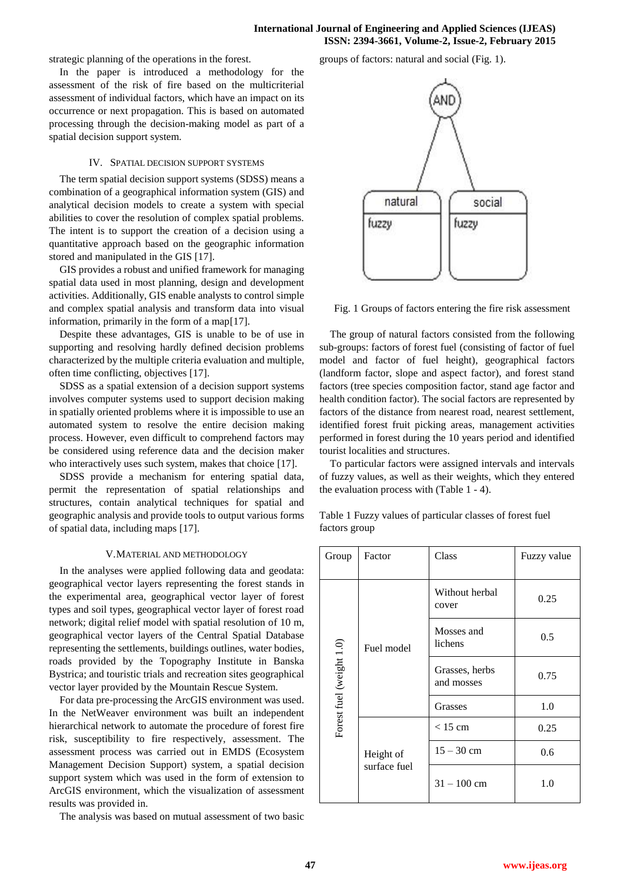strategic planning of the operations in the forest.

In the paper is introduced a methodology for the assessment of the risk of fire based on the multicriterial assessment of individual factors, which have an impact on its occurrence or next propagation. This is based on automated processing through the decision-making model as part of a spatial decision support system.

## IV. SPATIAL DECISION SUPPORT SYSTEMS

The term spatial decision support systems (SDSS) means a combination of a geographical information system (GIS) and analytical decision models to create a system with special abilities to cover the resolution of complex spatial problems. The intent is to support the creation of a decision using a quantitative approach based on the geographic information stored and manipulated in the GIS [17].

GIS provides a robust and unified framework for managing spatial data used in most planning, design and development activities. Additionally, GIS enable analysts to control simple and complex spatial analysis and transform data into visual information, primarily in the form of a map[17].

Despite these advantages, GIS is unable to be of use in supporting and resolving hardly defined decision problems characterized by the multiple criteria evaluation and multiple, often time conflicting, objectives [17].

SDSS as a spatial extension of a decision support systems involves computer systems used to support decision making in spatially oriented problems where it is impossible to use an automated system to resolve the entire decision making process. However, even difficult to comprehend factors may be considered using reference data and the decision maker who interactively uses such system, makes that choice [17].

SDSS provide a mechanism for entering spatial data, permit the representation of spatial relationships and structures, contain analytical techniques for spatial and geographic analysis and provide tools to output various forms of spatial data, including maps [17].

## V. MATERIAL AND METHODOLOGY

In the analyses were applied following data and geodata: geographical vector layers representing the forest stands in the experimental area, geographical vector layer of forest types and soil types, geographical vector layer of forest road network; digital relief model with spatial resolution of 10 m, geographical vector layers of the Central Spatial Database representing the settlements, buildings outlines, water bodies, roads provided by the Topography Institute in Banska Bystrica; and touristic trials and recreation sites geographical vector layer provided by the Mountain Rescue System.

For data pre-processing the ArcGIS environment was used. In the NetWeaver environment was built an independent hierarchical network to automate the procedure of forest fire risk, susceptibility to fire respectively, assessment. The assessment process was carried out in EMDS (Ecosystem Management Decision Support) system, a spatial decision support system which was used in the form of extension to ArcGIS environment, which the visualization of assessment results was provided in.

The analysis was based on mutual assessment of two basic groups of factors: natural and social (Fig. 1).

Fig. 1 Groups of factors entering the fire risk assessment

The group of natural factors consisted from the following sub-groups: factors of forest fuel (consisting of factor of fuel model and factor of fuel height), geographical factors (landform factor, slope and aspect factor), and forest stand factors (tree species composition factor, stand age factor and health condition factor). The social factors are represented by factors of the distance from nearest road, nearest settlement, identified forest fruit picking areas, management activities performed in forest during the 10 years period and identified tourist localities and structures.

To particular factors were assigned intervals and intervals of fuzzy values, as well as their weights, which they entered the evaluation process with (Table 1 - 4).

Table 1 Fuzzy values of particular classes of forest fuel factors group

| Group | Factor | Class | Fuzzy value |
|---|---|---|---|
| Forest fuel (weight 1.0) | Fuel model | Without herbal cover | 0.25 |
| | | Mosses and lichens | 0.5 |
| | | Grasses, herbs and mosses | 0.75 |
| | | Grasses | 1.0 |
| | Height of surface fuel | < 15 cm | 0.25 |
| | | 15 – 30 cm | 0.6 |
| | | 31 – 100 cm | 1.0 |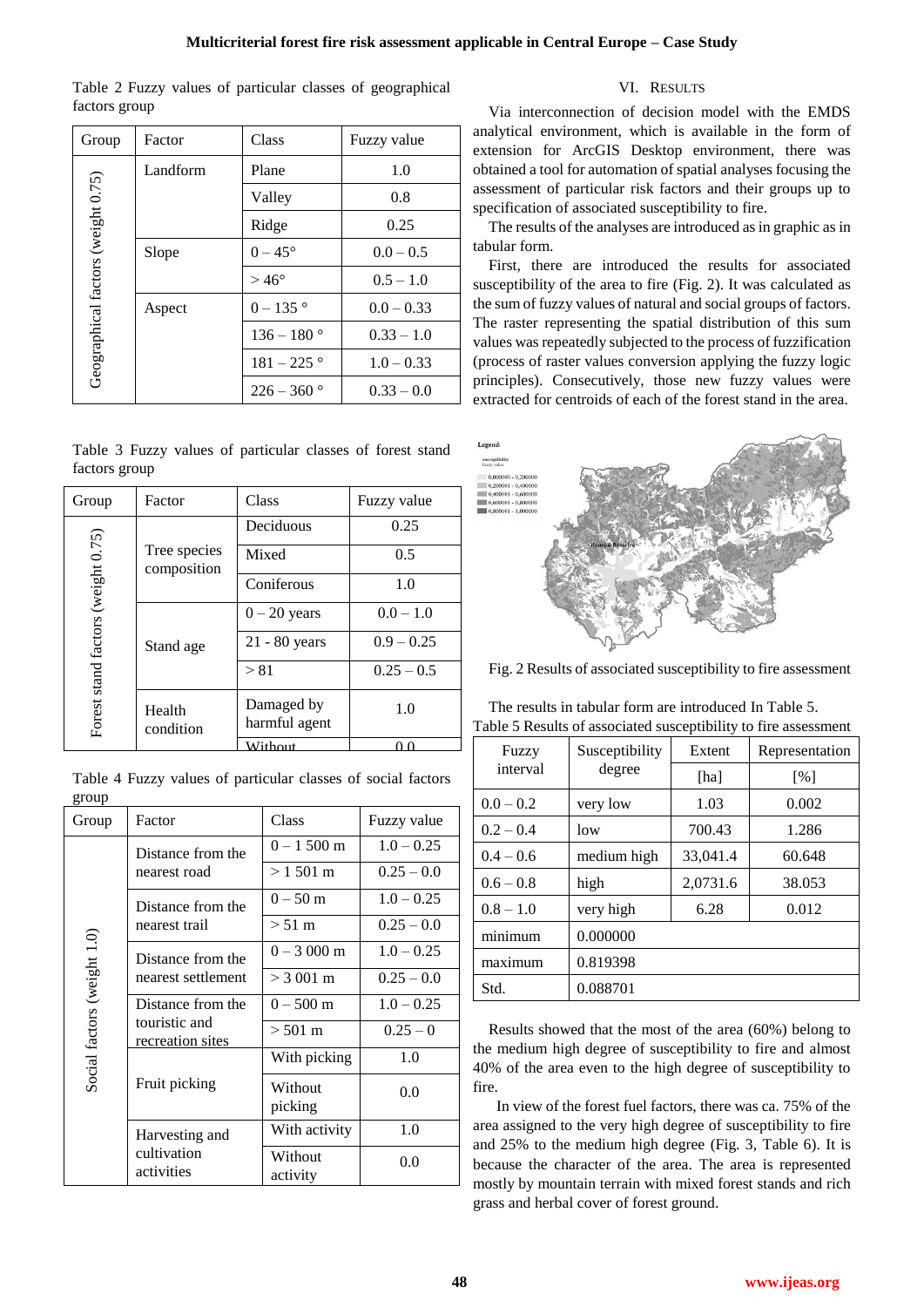Table 2 Fuzzy values of particular classes of geographical factors group

| Group | Factor | Class | Fuzzy value |
|---|---|---|---|
| Geographical factors (weight 0.75) | Landform | Plane | 1.0 |
| | | Valley | 0.8 |
| | | Ridge | 0.25 |
| | Slope | 0 – 45° | 0.0 – 0.5 |
| | | > 46° | 0.5 – 1.0 |
| | Aspect | 0 – 135 ° | 0.0 – 0.33 |
| | | 136 – 180 ° | 0.33 – 1.0 |
| | | 181 – 225 ° | 1.0 – 0.33 |
| | | 226 – 360 ° | 0.33 – 0.0 |

Table 3 Fuzzy values of particular classes of forest stand factors group

| Group | Factor | Class | Fuzzy value |
|---|---|---|---|
| Forest stand factors (weight 0.75) | Tree species composition | Deciduous | 0.25 |
| | | Mixed | 0.5 |
| | | Coniferous | 1.0 |
| | Stand age | 0 – 20 years | 0.0 – 1.0 |
| | | 21 - 80 years | 0.9 – 0.25 |
| | | > 81 | 0.25 – 0.5 |
| | Health condition | Damaged by harmful agent | 1.0 |
| | | Without | 0.0 |

Table 4 Fuzzy values of particular classes of social factors group

| Group | Factor | Class | Fuzzy value |
|---|---|---|---|
| Social factors (weight 1.0) | Distance from the nearest road | 0 – 1 500 m | 1.0 – 0.25 |
| | | > 1 501 m | 0.25 – 0.0 |
| | Distance from the nearest trail | 0 – 50 m | 1.0 – 0.25 |
| | | > 51 m | 0.25 – 0.0 |
| | Distance from the nearest settlement | 0 – 3 000 m | 1.0 – 0.25 |
| | | > 3 001 m | 0.25 – 0.0 |
| | Distance from the touristic and recreation sites | 0 – 500 m | 1.0 – 0.25 |
| | | > 501 m | 0.25 – 0 |
| | Fruit picking | With picking | 1.0 |
| | | Without picking | 0.0 |
| | Harvesting and cultivation activities | With activity | 1.0 |
| | | Without activity | 0.0 |

## VI. RESULTS

Via interconnection of decision model with the EMDS analytical environment, which is available in the form of extension for ArcGIS Desktop environment, there was obtained a tool for automation of spatial analyses focusing the assessment of particular risk factors and their groups up to specification of associated susceptibility to fire.

The results of the analyses are introduced as in graphic as in tabular form.

First, there are introduced the results for associated susceptibility of the area to fire (Fig. 2). It was calculated as the sum of fuzzy values of natural and social groups of factors. The raster representing the spatial distribution of this sum values was repeatedly subjected to the process of fuzzification (process of raster values conversion applying the fuzzy logic principles). Consecutively, those new fuzzy values were extracted for centroids of each of the forest stand in the area.

Fig. 2 Results of associated susceptibility to fire assessment

The results in tabular form are introduced In Table 5.

Table 5 Results of associated susceptibility to fire assessment

| Fuzzy interval | Susceptibility degree | Extent | Representation |
|---|---|---|---|
| | | [ha] | [%] |
| 0.0 – 0.2 | very low | 1.03 | 0.002 |
| 0.2 – 0.4 | low | 700.43 | 1.286 |
| 0.4 – 0.6 | medium high | 33,041.4 | 60.648 |
| 0.6 – 0.8 | high | 2,0731.6 | 38.053 |
| 0.8 – 1.0 | very high | 6.28 | 0.012 |
| minimum | 0.000000 | | |
| maximum | 0.819398 | | |
| Std. | 0.088701 | | |

Results showed that the most of the area (60%) belong to the medium high degree of susceptibility to fire and almost 40% of the area even to the high degree of susceptibility to fire.

In view of the forest fuel factors, there was ca. 75% of the area assigned to the very high degree of susceptibility to fire and 25% to the medium high degree (Fig. 3, Table 6). It is because the character of the area. The area is represented mostly by mountain terrain with mixed forest stands and rich grass and herbal cover of forest ground.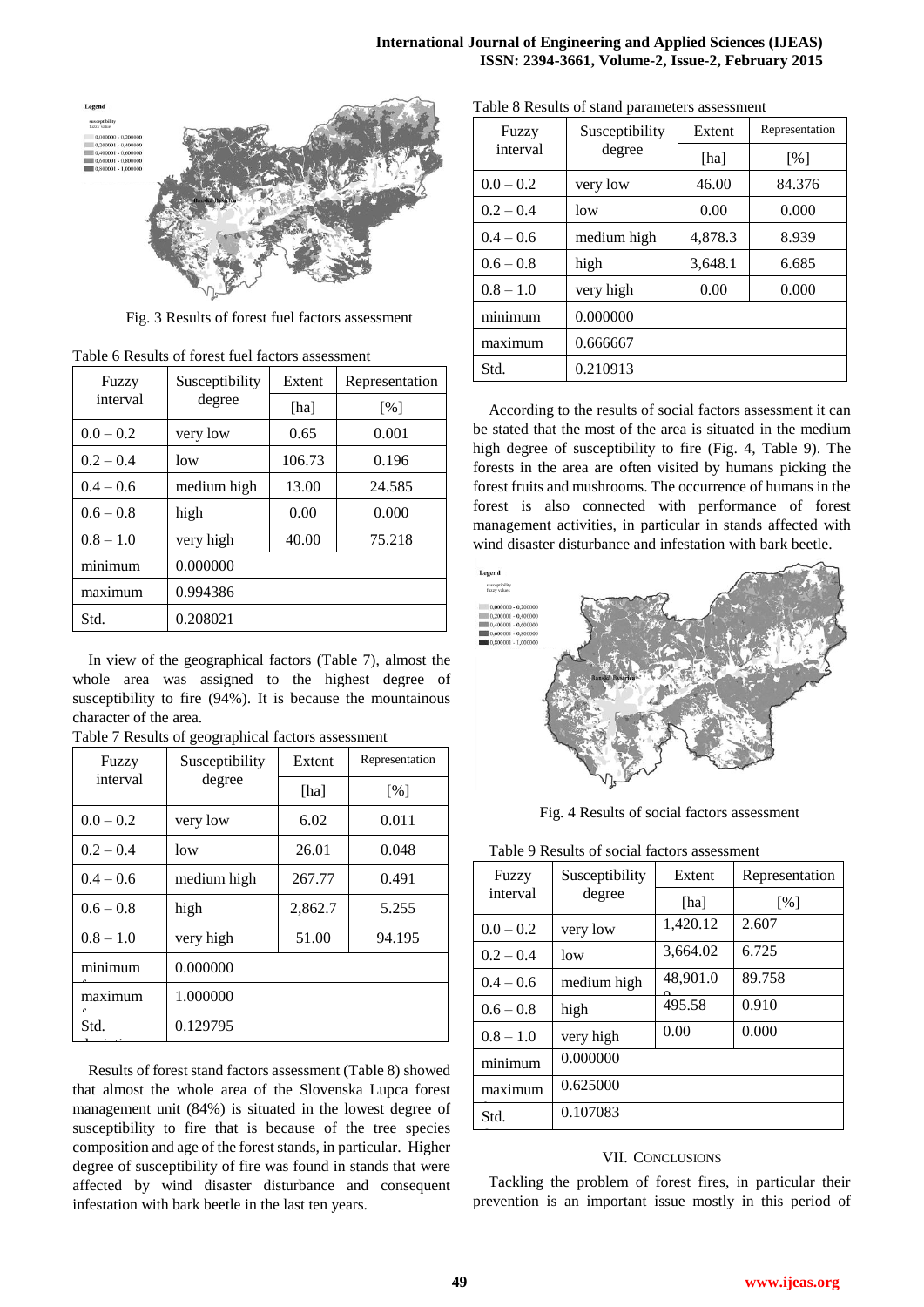Fig. 3 Results of forest fuel factors assessment

Table 6 Results of forest fuel factors assessment

| Fuzzy interval | Susceptibility degree | Extent | Representation |
|---|---|---|---|
| | | [ha] | [%] |
| 0.0 – 0.2 | very low | 0.65 | 0.001 |
| 0.2 – 0.4 | low | 106.73 | 0.196 |
| 0.4 – 0.6 | medium high | 13.00 | 24.585 |
| 0.6 – 0.8 | high | 0.00 | 0.000 |
| 0.8 – 1.0 | very high | 40.00 | 75.218 |
| minimum | 0.000000 | | |
| maximum | 0.994386 | | |
| Std. | 0.208021 | | |

In view of the geographical factors (Table 7), almost the whole area was assigned to the highest degree of susceptibility to fire (94%). It is because the mountainous character of the area.

Table 7 Results of geographical factors assessment

| Fuzzy interval | Susceptibility degree | Extent | Representation |
|---|---|---|---|
| | | [ha] | [%] |
| 0.0 – 0.2 | very low | 6.02 | 0.011 |
| 0.2 – 0.4 | low | 26.01 | 0.048 |
| 0.4 – 0.6 | medium high | 267.77 | 0.491 |
| 0.6 – 0.8 | high | 2,862.7 | 5.255 |
| 0.8 – 1.0 | very high | 51.00 | 94.195 |
| minimum | 0.000000 | | |
| maximum | 1.000000 | | |
| Std. | 0.129795 | | |

Results of forest stand factors assessment (Table 8) showed that almost the whole area of the Slovenska Lupca forest management unit (84%) is situated in the lowest degree of susceptibility to fire that is because of the tree species composition and age of the forest stands, in particular. Higher degree of susceptibility of fire was found in stands that were affected by wind disaster disturbance and consequent infestation with bark beetle in the last ten years.

Table 8 Results of stand parameters assessment

| Fuzzy interval | Susceptibility degree | Extent | Representation |
|---|---|---|---|
| | | [ha] | [%] |
| 0.0 – 0.2 | very low | 46.00 | 84.376 |
| 0.2 – 0.4 | low | 0.00 | 0.000 |
| 0.4 – 0.6 | medium high | 4,878.3 | 8.939 |
| 0.6 – 0.8 | high | 3,648.1 | 6.685 |
| 0.8 – 1.0 | very high | 0.00 | 0.000 |
| minimum | 0.000000 | | |
| maximum | 0.666667 | | |
| Std. | 0.210913 | | |

According to the results of social factors assessment it can be stated that the most of the area is situated in the medium high degree of susceptibility to fire (Fig. 4, Table 9). The forests in the area are often visited by humans picking the forest fruits and mushrooms. The occurrence of humans in the forest is also connected with performance of forest management activities, in particular in stands affected with wind disaster disturbance and infestation with bark beetle.

Fig. 4 Results of social factors assessment

Table 9 Results of social factors assessment

| Fuzzy interval | Susceptibility degree | Extent | Representation |
|---|---|---|---|
| | | [ha] | [%] |
| 0.0 – 0.2 | very low | 1,420.12 | 2.607 |
| 0.2 – 0.4 | low | 3,664.02 | 6.725 |
| 0.4 – 0.6 | medium high | 48,901.0 | 89.758 |
| 0.6 – 0.8 | high | 495.58 | 0.910 |
| 0.8 – 1.0 | very high | 0.00 | 0.000 |
| minimum | 0.000000 | | |
| maximum | 0.625000 | | |
| Std. | 0.107083 | | |

## VII. Conclusions

Tackling the problem of forest fires, in particular their prevention is an important issue mostly in this period of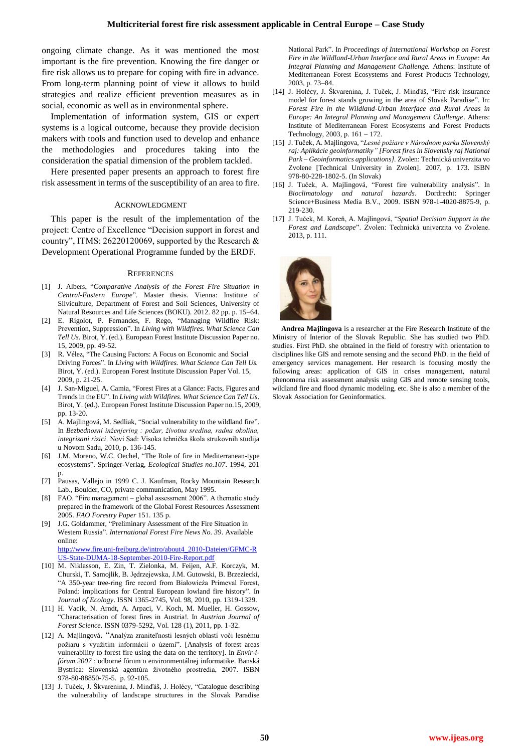ongoing climate change. As it was mentioned the most important is the fire prevention. Knowing the fire danger or fire risk allows us to prepare for coping with fire in advance. From long-term planning point of view it allows to build strategies and realize efficient prevention measures as in social, economic as well as in environmental sphere.

Implementation of information system, GIS or expert systems is a logical outcome, because they provide decision makers with tools and function used to develop and enhance the methodologies and procedures taking into the consideration the spatial dimension of the problem tackled.

Here presented paper presents an approach to forest fire risk assessment in terms of the susceptibility of an area to fire.

## ACKNOWLEDGMENT

This paper is the result of the implementation of the project: Centre of Excellence "Decision support in forest and country", ITMS: 26220120069, supported by the Research & Development Operational Programme funded by the ERDF.

## REFERENCES

[1] J. Albers, "*Comparative Analysis of the Forest Fire Situation in Central-Eastern Europe*". Master thesis. Vienna: Institute of Silviculture, Department of Forest and Soil Sciences, University of Natural Resources and Life Sciences (BOKU). 2012. 82 pp. p. 15–64.

[2] E. Rigolot, P. Fernandes, F. Rego, "Managing Wildfire Risk: Prevention, Suppression". In *Living with Wildfires. What Science Can Tell Us*. Birot, Y. (ed.). European Forest Institute Discussion Paper no. 15, 2009, pp. 49-52.

[3] R. Vélez, "The Causing Factors: A Focus on Economic and Social Driving Forces". In *Living with Wildfires. What Science Can Tell Us.* Birot, Y. (ed.). European Forest Institute Discussion Paper Vol. 15, 2009, p. 21-25.

[4] J. San-Miguel, A. Camia, "Forest Fires at a Glance: Facts, Figures and Trends in the EU". In *Living with Wildfires. What Science Can Tell Us*. Birot, Y. (ed.). European Forest Institute Discussion Paper no.15, 2009, pp. 13-20.

[5] A. Majlingová, M. Sedliak, "Social vulnerability to the wildland fire". In *Bezbednosni inženjering : požar, životna sredina, radna okolina, integrisani rizici*. Novi Sad: Visoka tehnička škola strukovnih studija u Novom Sadu, 2010, p. 136-145.

[6] J.M. Moreno, W.C. Oechel, "The Role of fire in Mediterranean-type ecosystems". Springer-Verlag, *Ecological Studies no.107*. 1994, 201 p.

[7] Pausas, Vallejo in 1999 C. J. Kaufman, Rocky Mountain Research Lab., Boulder, CO, private communication, May 1995.

[8] FAO. "Fire management – global assessment 2006". A thematic study prepared in the framework of the Global Forest Resources Assessment 2005. *FAO Forestry Paper* 151. 135 p.

[9] J.G. Goldammer, "Preliminary Assessment of the Fire Situation in Western Russia". *International Forest Fire News No. 39*. Available online: http://www.fire.uni-freiburg.de/intro/about4_2010-Dateien/GFMC-RUS-State-DUMA-18-September-2010-Fire-Report.pdf

[10] M. Niklasson, E. Zin, T. Zielonka, M. Feijen, A.F. Korczyk, M. Churski, T. Samojlik, B. Jędrzejewska, J.M. Gutowski, B. Brzeziecki, "A 350-year tree-ring fire record from Białowieża Primeval Forest, Poland: implications for Central European lowland fire history". In *Journal of Ecology*. ISSN 1365-2745, Vol. 98, 2010, pp. 1319-1329.

[11] H. Vacik, N. Arndt, A. Arpaci, V. Koch, M. Mueller, H. Gossow, "Characterisation of forest fires in Austria!. In *Austrian Journal of Forest Science.* ISSN 0379-5292, Vol. 128 (1), 2011, pp. 1-32.

[12] A. Majlingová. "Analýza zraniteľnosti lesných oblastí voči lesnému požiaru s využitím informácií o území". [Analysis of forest areas vulnerability to forest fire using the data on the territory]. In *Envir-i-fórum 2007* : odborné fórum o environmentálnej informatike. Banská Bystrica: Slovenská agentúra životného prostredia, 2007. ISBN 978-80-88850-75-5. p. 92-105.

[13] J. Tuček, J. Škvarenina, J. Minďáš, J. Holécy, "Catalogue describing the vulnerability of landscape structures in the Slovak Paradise National Park". In *Proceedings of International Workshop on Forest Fire in the Wildland-Urban Interface and Rural Areas in Europe: An Integral Planning and Management Challenge.* Athens: Institute of Mediterranean Forest Ecosystems and Forest Products Technology, 2003, p. 73–84.

[14] J. Holécy, J. Škvarenina, J. Tuček, J. Minďáš, "Fire risk insurance model for forest stands growing in the area of Slovak Paradise". In: *Forest Fire in the Wildland-Urban Interface and Rural Areas in Europe: An Integral Planning and Management Challenge*. Athens: Institute of Mediterranean Forest Ecosystems and Forest Products Technology, 2003, p. 161 – 172.

[15] J. Tuček, A. Majlingova, "*Lesné požiare v Národnom parku Slovenský raj: Aplikácie geoinformatiky" [Forest fires in Slovensky raj National Park – Geoinformatics applications].* Zvolen: Technická univerzita vo Zvolene [Technical University in Zvolen]. 2007, p. 173. ISBN 978-80-228-1802-5. (In Slovak)

[16] J. Tuček, A. Majlingová, "Forest fire vulnerability analysis". In *Bioclimatology and natural hazards*. Dordrecht: Springer Science+Business Media B.V., 2009. ISBN 978-1-4020-8875-9, p. 219-230.

[17] J. Tuček, M. Koreň, A. Majlingová, "*Spatial Decision Support in the Forest and Landscape*". Zvolen: Technická univerzita vo Zvolene. 2013, p. 111.

**Andrea Majlingova** is a researcher at the Fire Research Institute of the Ministry of Interior of the Slovak Republic. She has studied two PhD. studies. First PhD. she obtained in the field of forestry with orientation to disciplines like GIS and remote sensing and the second PhD. in the field of emergency services management. Her research is focusing mostly the following areas: application of GIS in crises management, natural phenomena risk assessment analysis using GIS and remote sensing tools, wildland fire and flood dynamic modeling, etc. She is also a member of the Slovak Association for Geoinformatics.